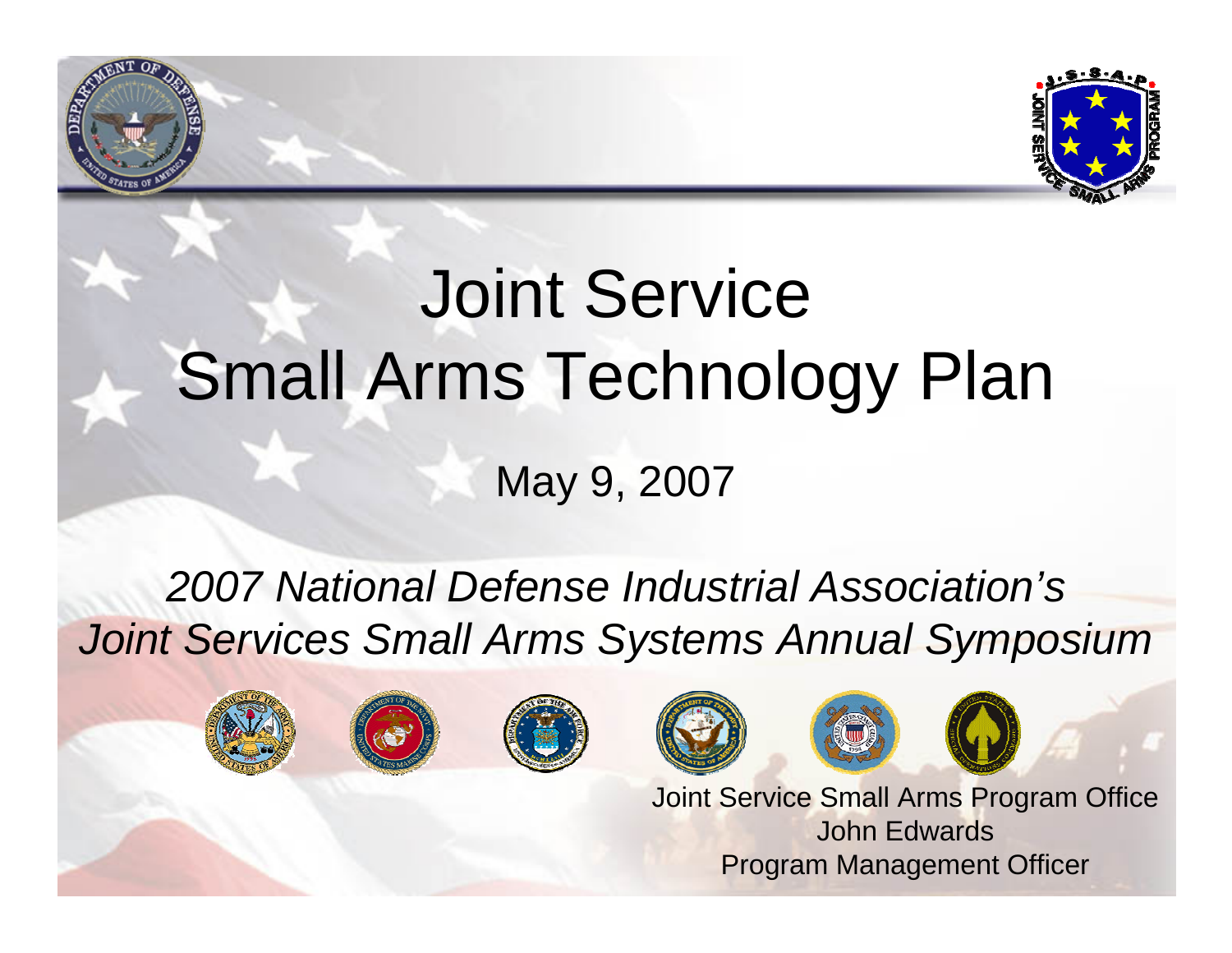# Joint Service Small Arms Technology Plan

May 9, 2007

*2007 National Defense Industrial Association's*
*Joint Services Small Arms Systems Annual Symposium*

Joint Service Small Arms Program Office
John Edwards
Program Management Officer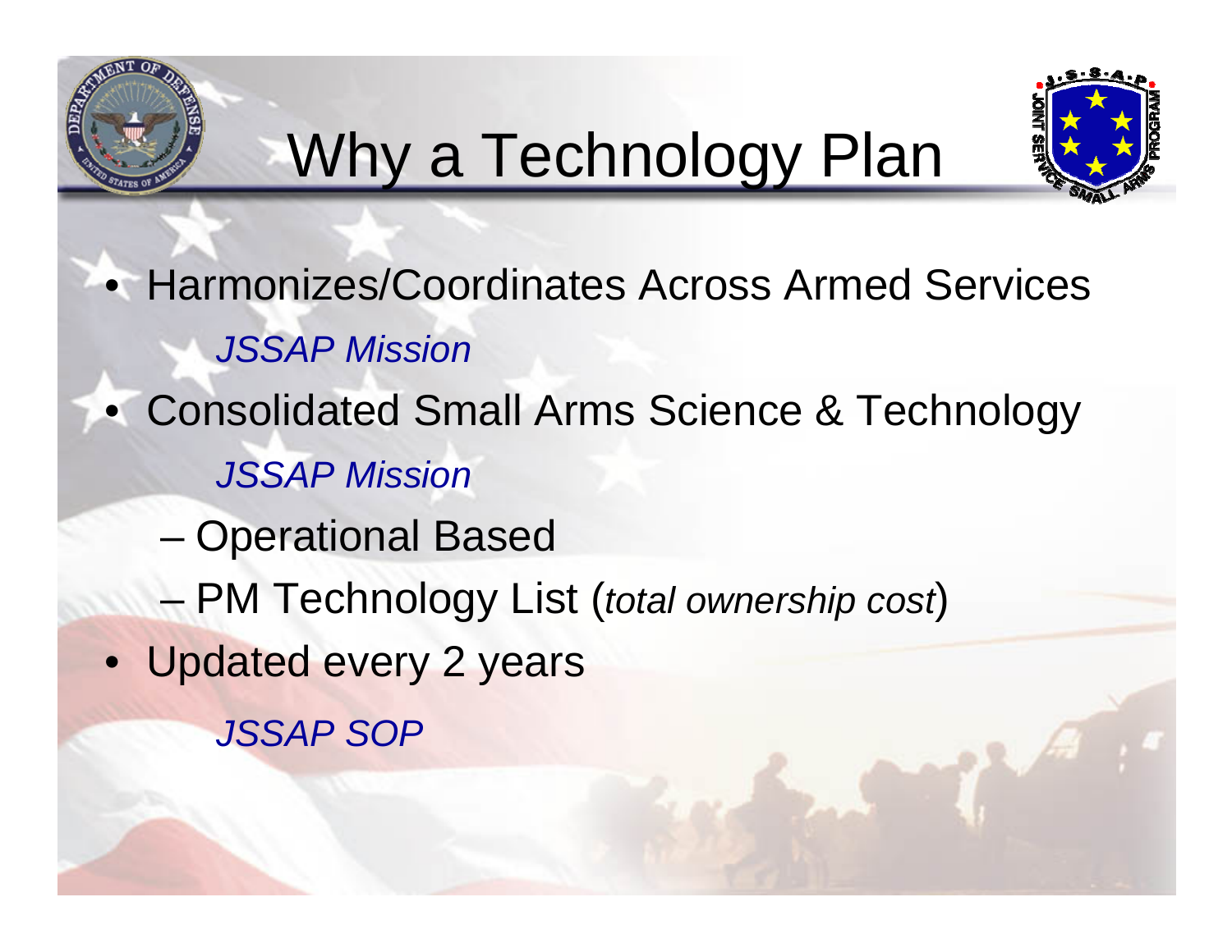# Why a Technology Plan

- Harmonizes/Coordinates Across Armed Services

  *JSSAP Mission*

- Consolidated Small Arms Science & Technology

  *JSSAP Mission*

  - Operational Based
  - PM Technology List (*total ownership cost*)

- Updated every 2 years

  *JSSAP SOP*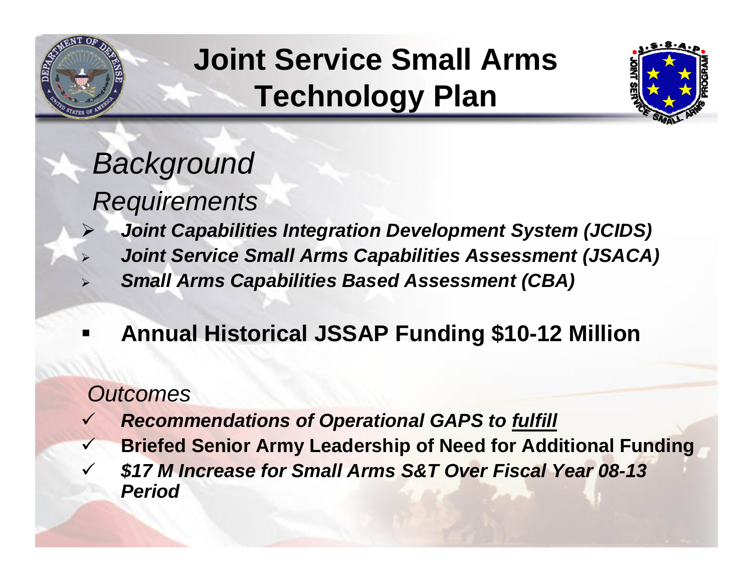# Joint Service Small Arms Technology Plan

## *Background*

### *Requirements*

- ***Joint Capabilities Integration Development System (JCIDS)***
- ***Joint Service Small Arms Capabilities Assessment (JSACA)***
- ***Small Arms Capabilities Based Assessment (CBA)***

- **Annual Historical JSSAP Funding $10-12 Million**

### *Outcomes*

- ✓ ***Recommendations of Operational GAPS to fulfill***
- ✓ **Briefed Senior Army Leadership of Need for Additional Funding**
- ✓ ***$17 M Increase for Small Arms S&T Over Fiscal Year 08-13 Period***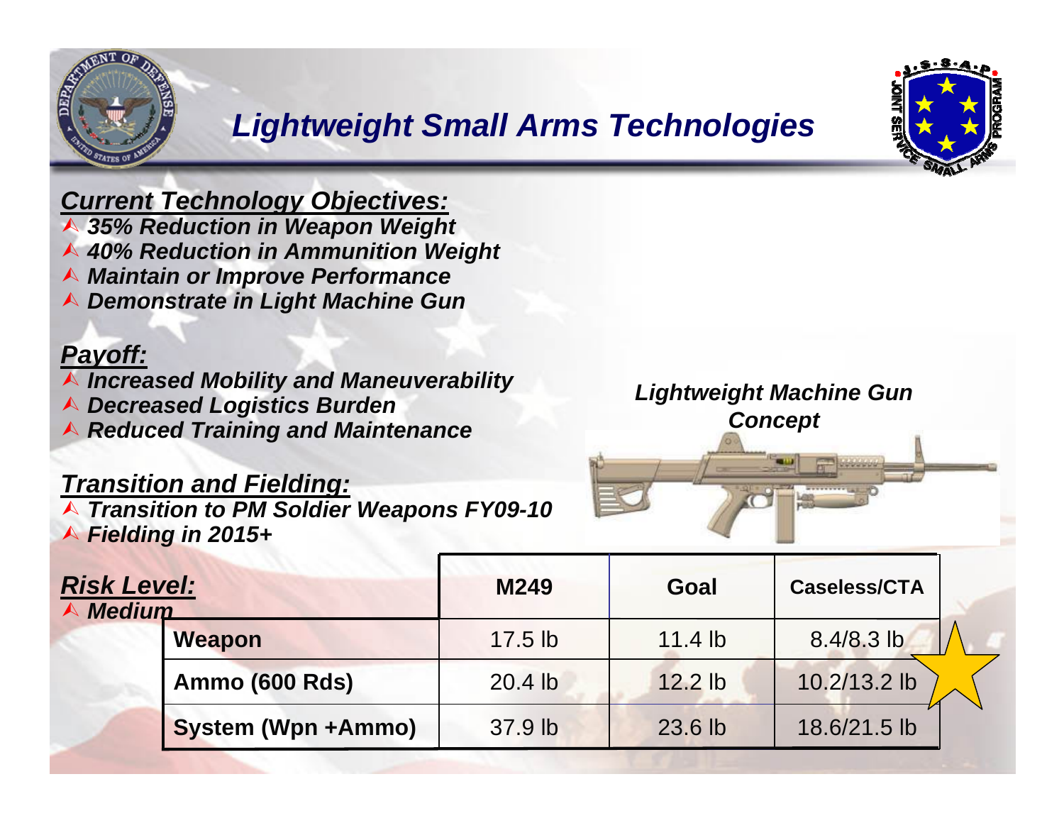# Lightweight Small Arms Technologies

## Current Technology Objectives:

- 35% Reduction in Weapon Weight
- 40% Reduction in Ammunition Weight
- Maintain or Improve Performance
- Demonstrate in Light Machine Gun

## Payoff:

- Increased Mobility and Maneuverability
- Decreased Logistics Burden
- Reduced Training and Maintenance

## Transition and Fielding:

- Transition to PM Soldier Weapons FY09-10
- Fielding in 2015+

*Lightweight Machine Gun Concept*

## Risk Level:

- Medium

| | M249 | Goal | Caseless/CTA |
|---|---|---|---|
| Weapon | 17.5 lb | 11.4 lb | 8.4/8.3 lb |
| Ammo (600 Rds) | 20.4 lb | 12.2 lb | 10.2/13.2 lb |
| System (Wpn +Ammo) | 37.9 lb | 23.6 lb | 18.6/21.5 lb |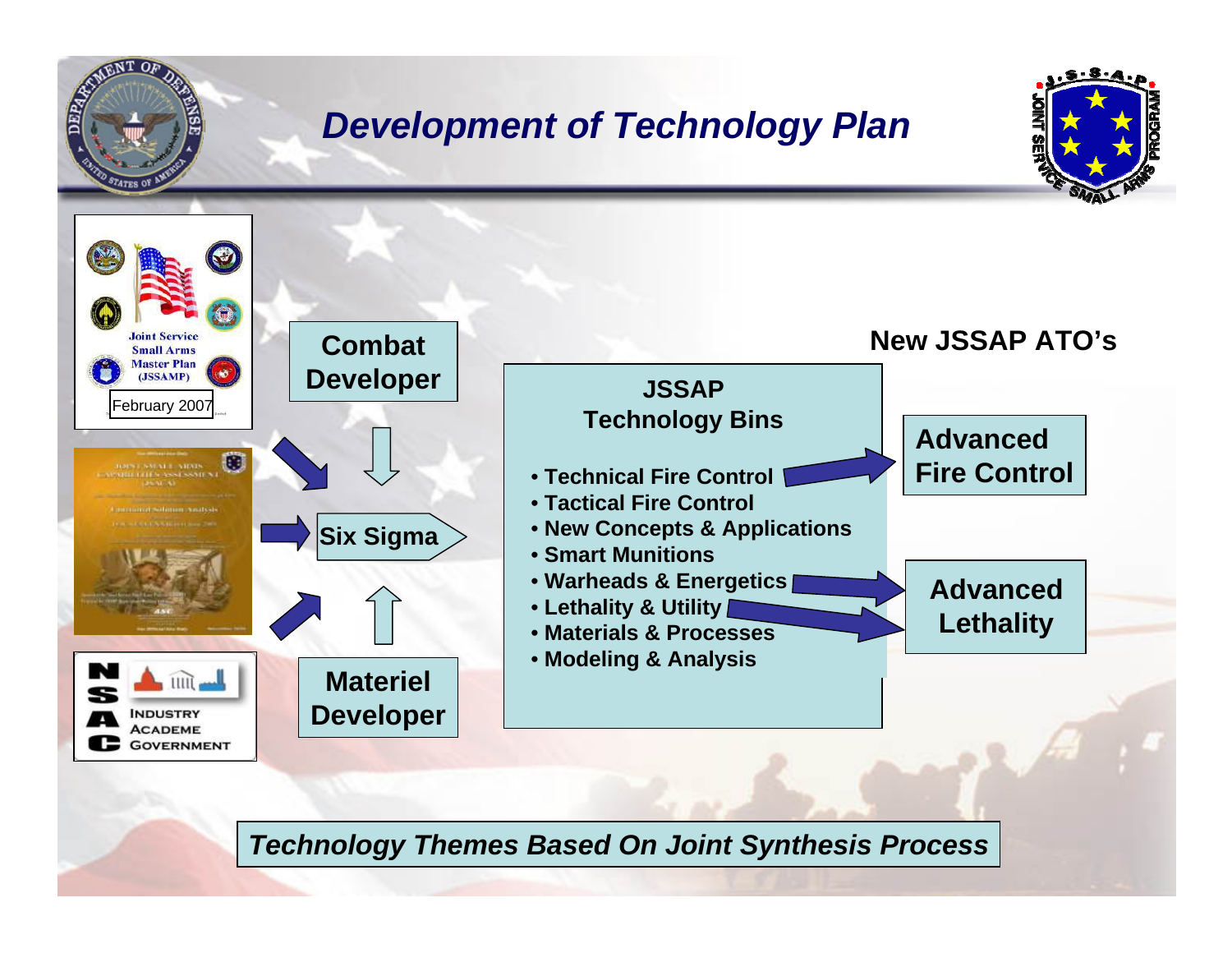# Development of Technology Plan

Joint Service Small Arms Master Plan (JSSAMP)

February 2007

Combat Developer

Six Sigma

Materiel Developer

INDUSTRY
ACADEME
GOVERNMENT

**JSSAP Technology Bins**

- Technical Fire Control
- Tactical Fire Control
- New Concepts & Applications
- Smart Munitions
- Warheads & Energetics
- Lethality & Utility
- Materials & Processes
- Modeling & Analysis

**New JSSAP ATO's**

- Advanced Fire Control
- Advanced Lethality

*Technology Themes Based On Joint Synthesis Process*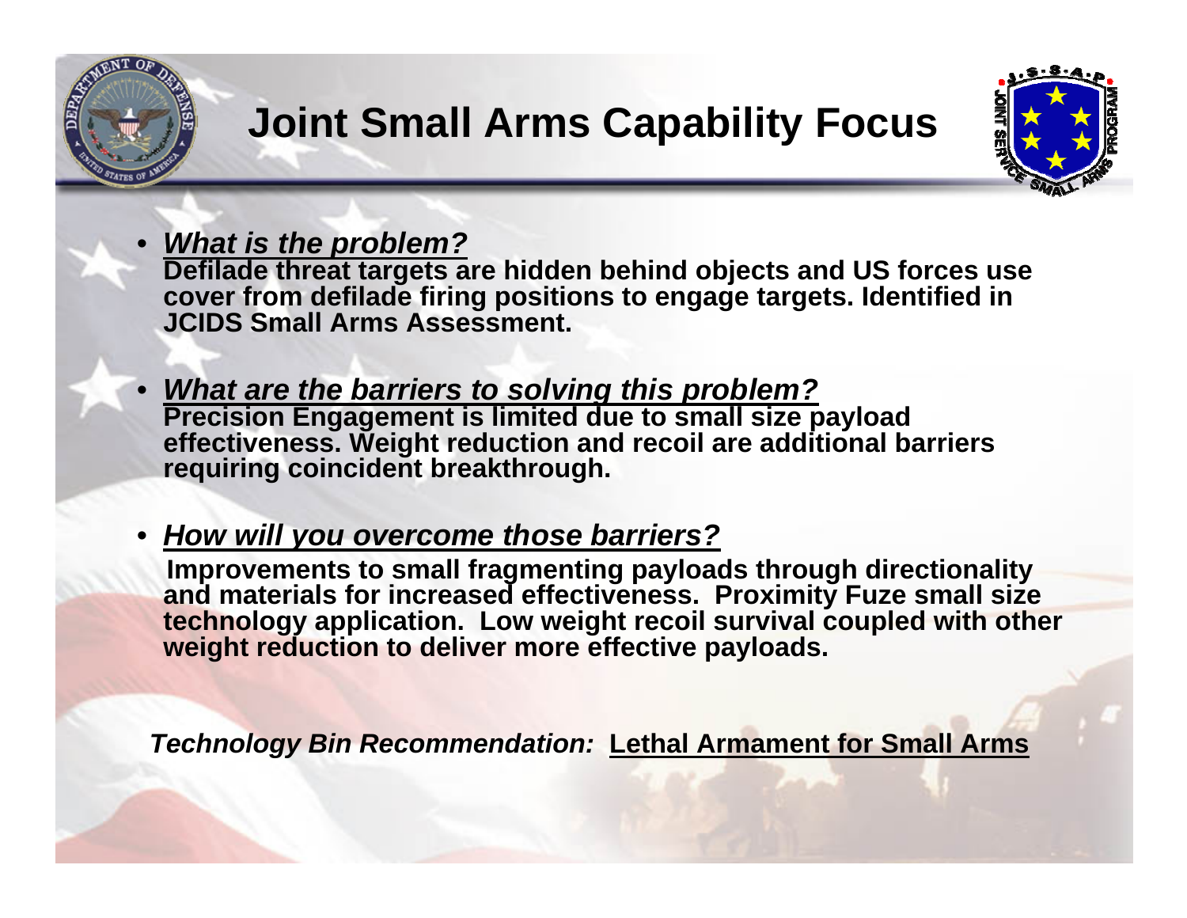# Joint Small Arms Capability Focus

- ***What is the problem?***
  **Defilade threat targets are hidden behind objects and US forces use cover from defilade firing positions to engage targets. Identified in JCIDS Small Arms Assessment.**

- ***What are the barriers to solving this problem?***
  **Precision Engagement is limited due to small size payload effectiveness. Weight reduction and recoil are additional barriers requiring coincident breakthrough.**

- ***How will you overcome those barriers?***
  **Improvements to small fragmenting payloads through directionality and materials for increased effectiveness. Proximity Fuze small size technology application. Low weight recoil survival coupled with other weight reduction to deliver more effective payloads.**

***Technology Bin Recommendation:*** **Lethal Armament for Small Arms**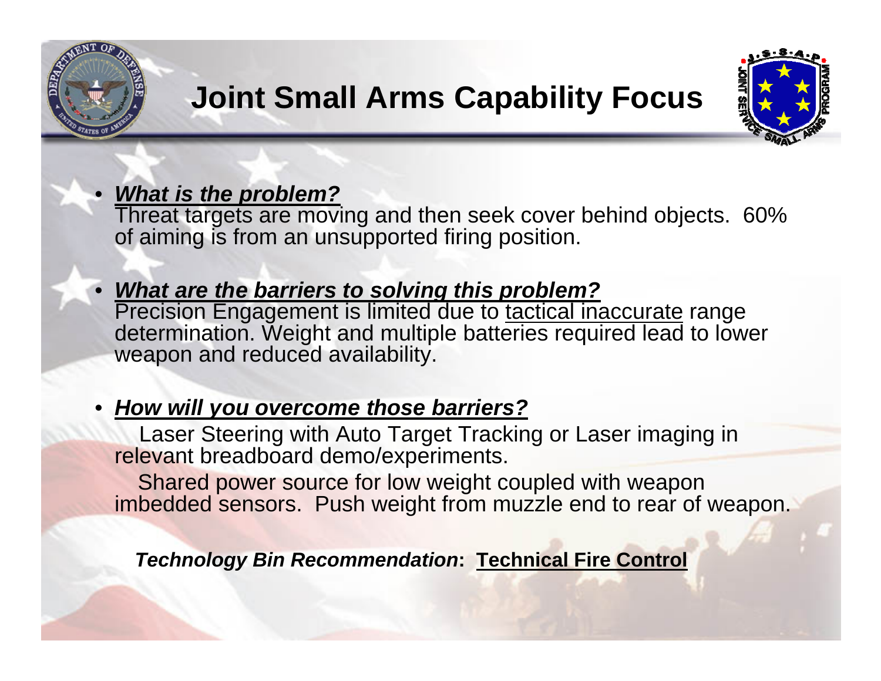# Joint Small Arms Capability Focus

- ***What is the problem?***
  Threat targets are moving and then seek cover behind objects. 60% of aiming is from an unsupported firing position.

- ***What are the barriers to solving this problem?***
  Precision Engagement is limited due to tactical inaccurate range determination. Weight and multiple batteries required lead to lower weapon and reduced availability.

- ***How will you overcome those barriers?***
  Laser Steering with Auto Target Tracking or Laser imaging in relevant breadboard demo/experiments.
  Shared power source for low weight coupled with weapon imbedded sensors. Push weight from muzzle end to rear of weapon.

***Technology Bin Recommendation*****: Technical Fire Control**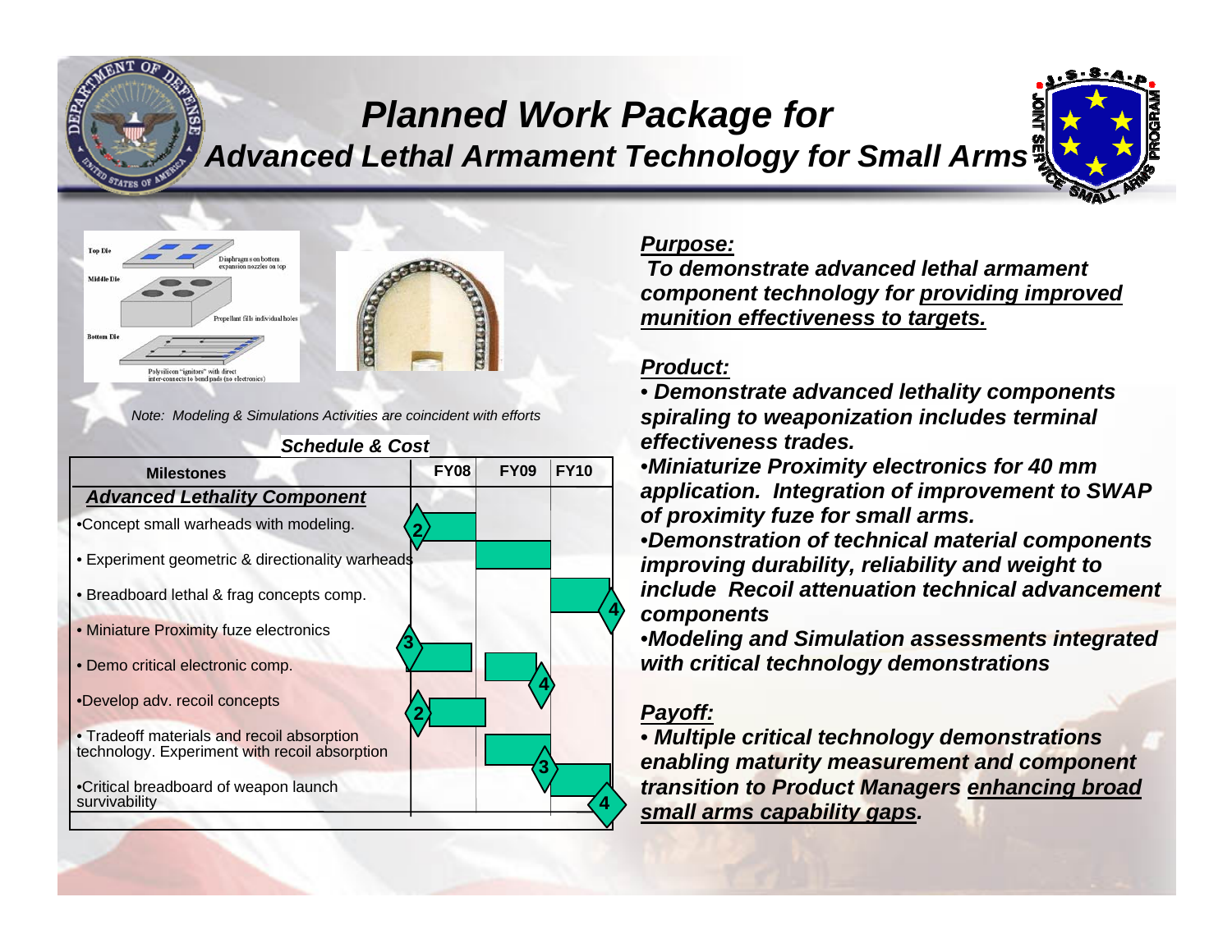# Planned Work Package for
## Advanced Lethal Armament Technology for Small Arms

Top Die — Diaphragms on bottom, expansion nozzles on top

Middle Die — Propellant fills individual holes

Bottom Die — Polysilicon "ignitors" with direct inter-connects to bond pads (no electronics)

*Note: Modeling & Simulations Activities are coincident with efforts*

***Schedule & Cost***

| Milestones | FY08 | FY09 | FY10 |
|---|---|---|---|
| ***Advanced Lethality Component*** | | | |
| •Concept small warheads with modeling. | 2 | | |
| • Experiment geometric & directionality warheads | | | |
| • Breadboard lethal & frag concepts comp. | | | 4 |
| • Miniature Proximity fuze electronics | 3 | | |
| • Demo critical electronic comp. | | 4 | |
| •Develop adv. recoil concepts | 2 | | |
| • Tradeoff materials and recoil absorption technology. Experiment with recoil absorption | | 3 | |
| •Critical breadboard of weapon launch survivability | | | 4 |

***Purpose:***

***To demonstrate advanced lethal armament component technology for providing improved munition effectiveness to targets.***

***Product:***

- ***Demonstrate advanced lethality components spiraling to weaponization includes terminal effectiveness trades.***
- ***Miniaturize Proximity electronics for 40 mm application. Integration of improvement to SWAP of proximity fuze for small arms.***
- ***Demonstration of technical material components improving durability, reliability and weight to include Recoil attenuation technical advancement components***
- ***Modeling and Simulation assessments integrated with critical technology demonstrations***

***Payoff:***

- ***Multiple critical technology demonstrations enabling maturity measurement and component transition to Product Managers enhancing broad small arms capability gaps.***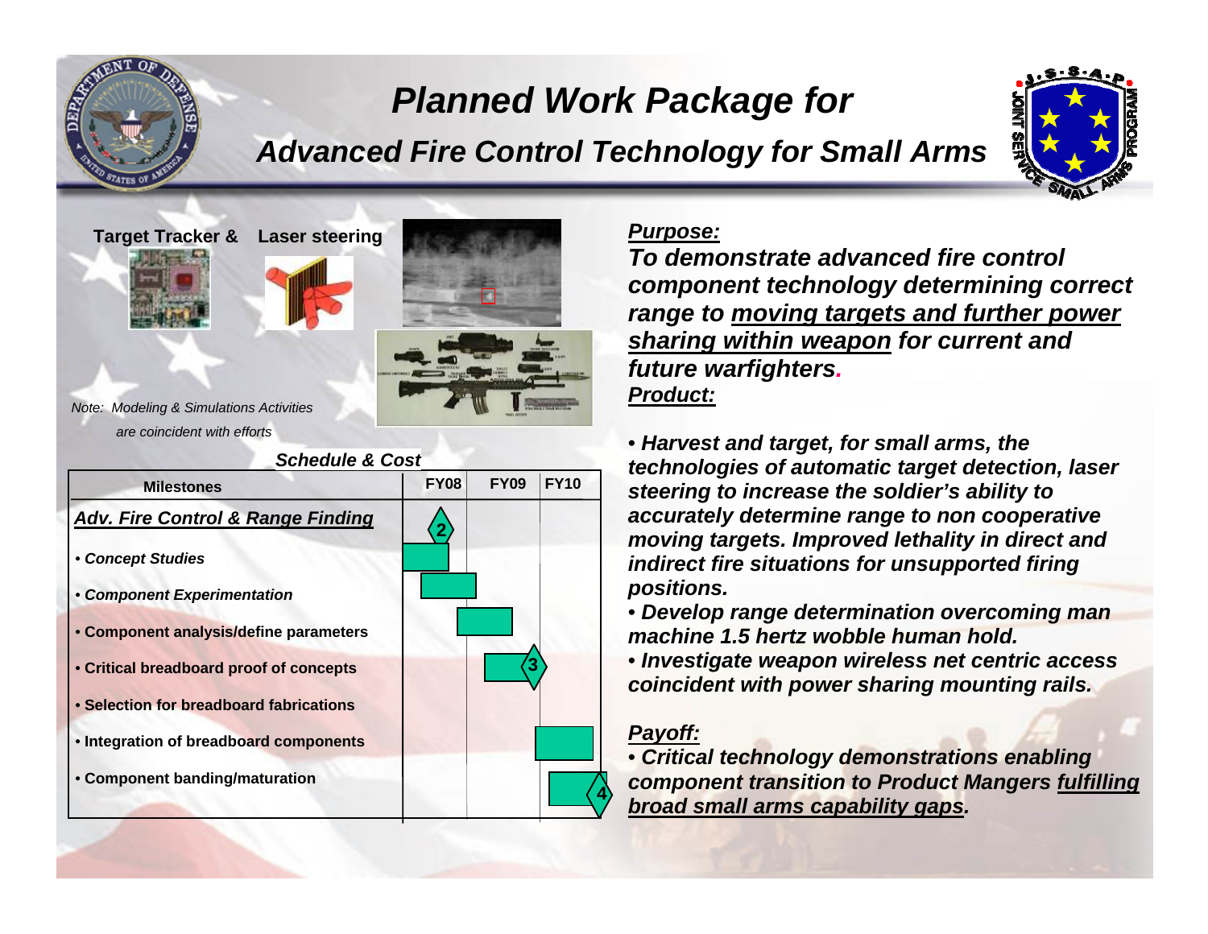# Planned Work Package for

## *Advanced Fire Control Technology for Small Arms*

**Target Tracker & Laser steering**

*Note: Modeling & Simulations Activities are coincident with efforts*

### *Schedule & Cost*

| Milestones | FY08 | FY09 | FY10 |
|---|---|---|---|
| ***Adv. Fire Control & Range Finding*** | 2 | | |
| • *Concept Studies* | ■ | | |
| • *Component Experimentation* | ■ | | |
| • **Component analysis/define parameters** | ■ | ■ | |
| • **Critical breadboard proof of concepts** | | ■ 3 | |
| • **Selection for breadboard fabrications** | | | |
| • **Integration of breadboard components** | | | ■ |
| • **Component banding/maturation** | | | ■ 4 |

***Purpose:***

***To demonstrate advanced fire control component technology determining correct range to moving targets and further power sharing within weapon for current and future warfighters.***

***Product:***

- ***Harvest and target, for small arms, the technologies of automatic target detection, laser steering to increase the soldier's ability to accurately determine range to non cooperative moving targets. Improved lethality in direct and indirect fire situations for unsupported firing positions.***
- ***Develop range determination overcoming man machine 1.5 hertz wobble human hold.***
- ***Investigate weapon wireless net centric access coincident with power sharing mounting rails.***

***Payoff:***

- ***Critical technology demonstrations enabling component transition to Product Mangers fulfilling broad small arms capability gaps.***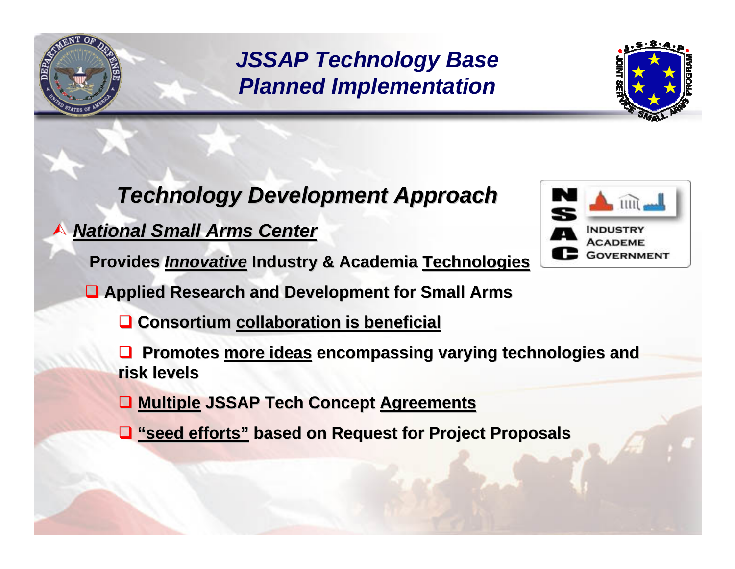# *JSSAP Technology Base Planned Implementation*

## *Technology Development Approach*

- ***National Small Arms Center***

  **Provides *Innovative* Industry & Academia Technologies**

  - **Applied Research and Development for Small Arms**
    - **Consortium collaboration is beneficial**
    - **Promotes more ideas encompassing varying technologies and risk levels**
    - **Multiple JSSAP Tech Concept Agreements**
    - **"seed efforts" based on Request for Project Proposals**

NSAC — INDUSTRY, ACADEME, GOVERNMENT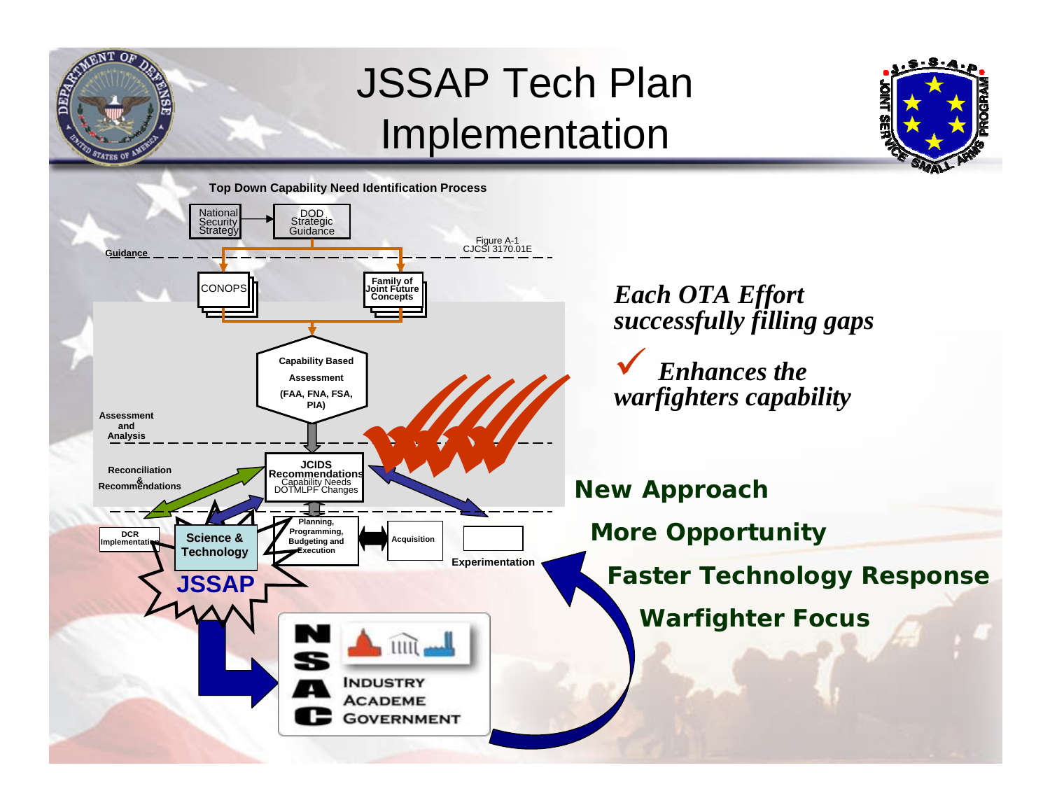# JSSAP Tech Plan Implementation

**Top Down Capability Need Identification Process**

Figure A-1
CJCSI 3170.01E

**Guidance**

National Security Strategy → DOD Strategic Guidance

CONOPS

**Family of Joint Future Concepts**

**Capability Based Assessment (FAA, FNA, FSA, PIA)**

**Assessment and Analysis**

**Reconciliation & Recommendations**

**JCIDS Recommendations**
Capability Needs
DOTMLPF Changes

**DCR Implementation**

**Science & Technology**

**JSSAP**

**Planning, Programming, Budgeting and Execution**

**Acquisition**

**Experimentation**

NSAC
INDUSTRY
ACADEME
GOVERNMENT

*Each OTA Effort successfully filling gaps*

✓ *Enhances the warfighters capability*

**New Approach**

**More Opportunity**

**Faster Technology Response**

**Warfighter Focus**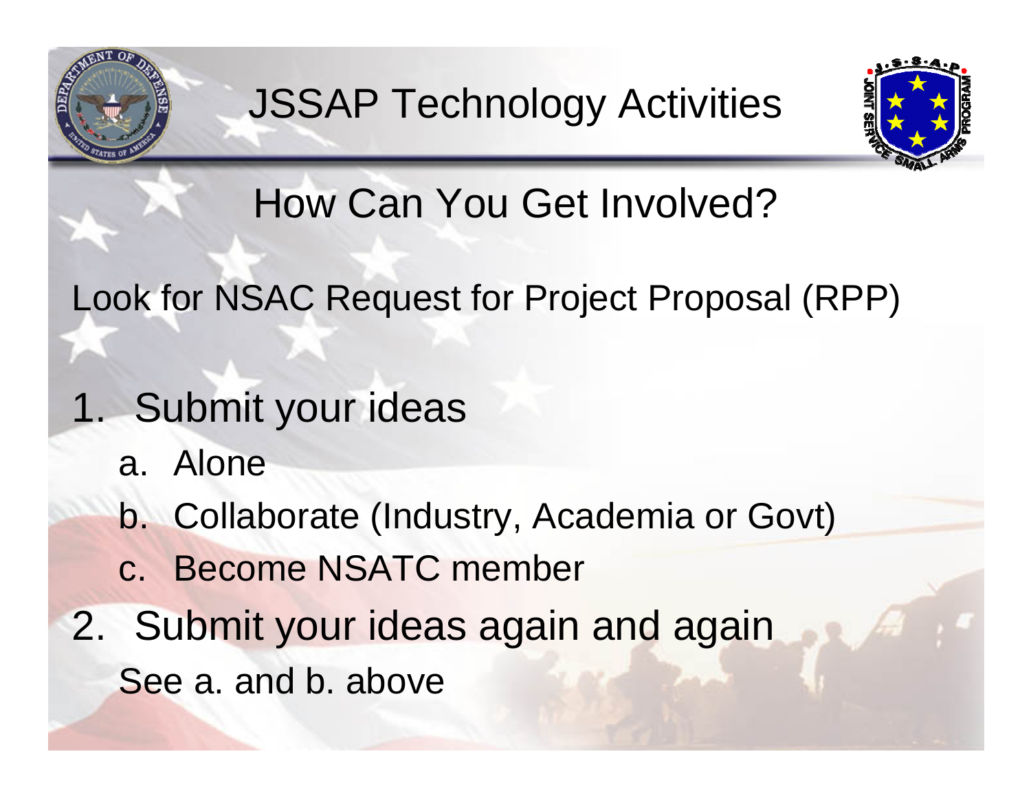# JSSAP Technology Activities

## How Can You Get Involved?

Look for NSAC Request for Project Proposal (RPP)

1. Submit your ideas
   a. Alone
   b. Collaborate (Industry, Academia or Govt)
   c. Become NSATC member
2. Submit your ideas again and again
   See a. and b. above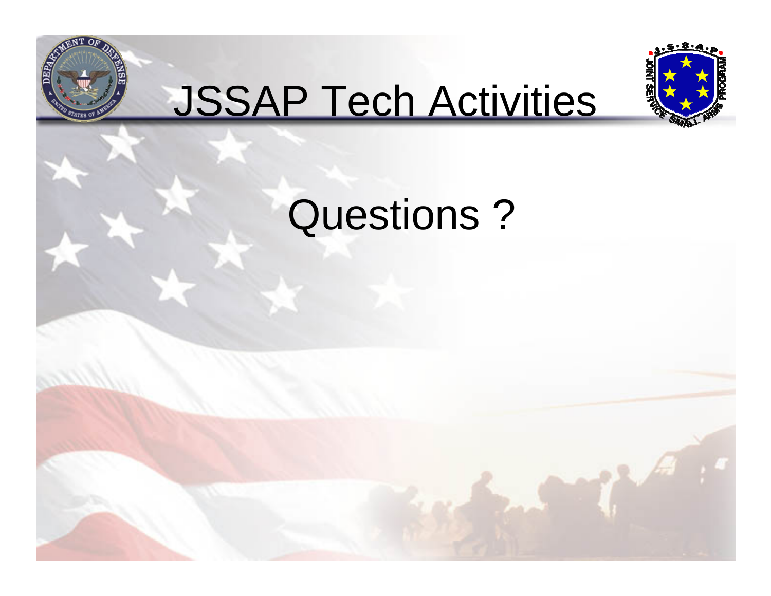# JSSAP Tech Activities

Questions ?